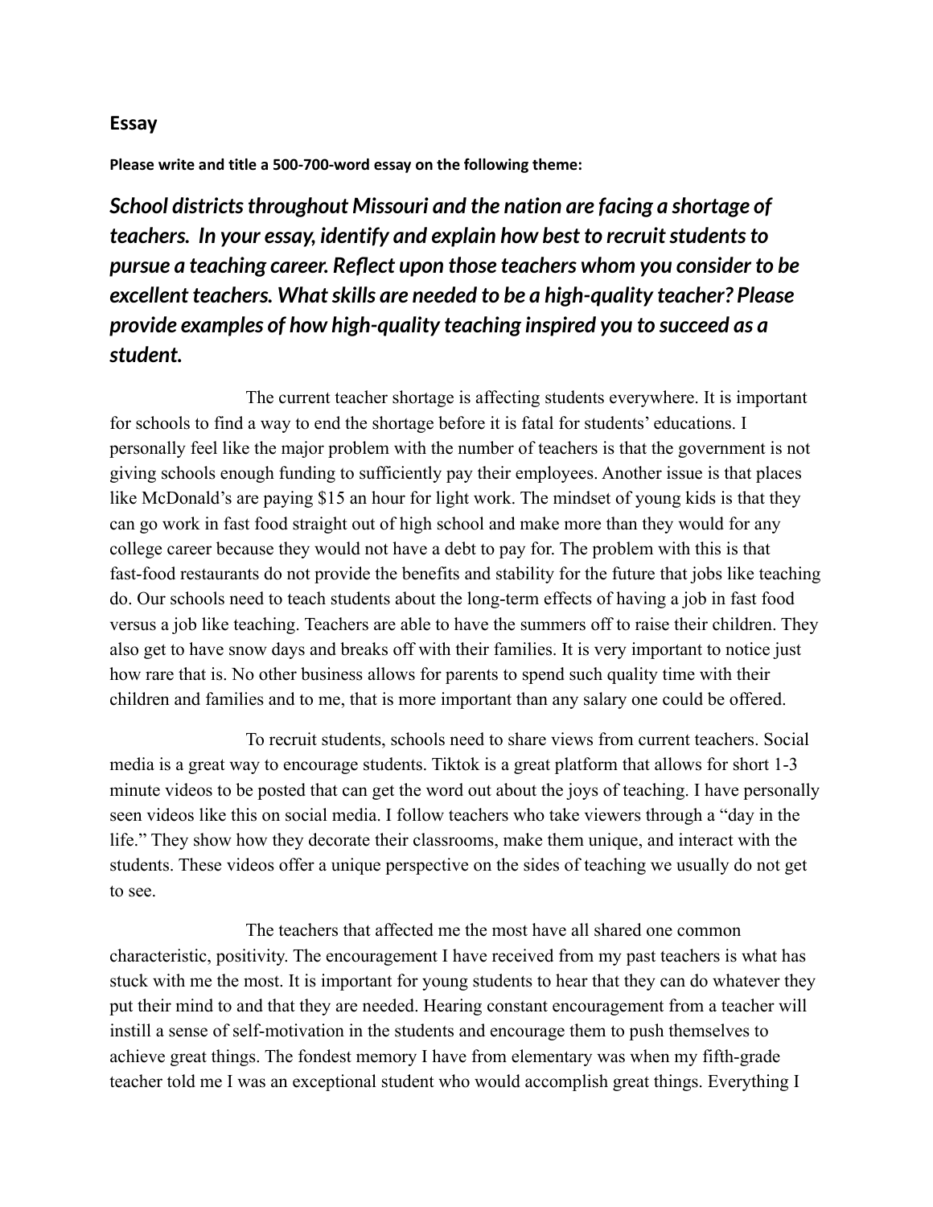## Essay

**Please write and title a 500-700-word essay on the following theme:**

***School districts throughout Missouri and the nation are facing a shortage of teachers. In your essay, identify and explain how best to recruit students to pursue a teaching career. Reflect upon those teachers whom you consider to be excellent teachers. What skills are needed to be a high-quality teacher? Please provide examples of how high-quality teaching inspired you to succeed as a student.***

The current teacher shortage is affecting students everywhere. It is important for schools to find a way to end the shortage before it is fatal for students' educations. I personally feel like the major problem with the number of teachers is that the government is not giving schools enough funding to sufficiently pay their employees. Another issue is that places like McDonald's are paying $15 an hour for light work. The mindset of young kids is that they can go work in fast food straight out of high school and make more than they would for any college career because they would not have a debt to pay for. The problem with this is that fast-food restaurants do not provide the benefits and stability for the future that jobs like teaching do. Our schools need to teach students about the long-term effects of having a job in fast food versus a job like teaching. Teachers are able to have the summers off to raise their children. They also get to have snow days and breaks off with their families. It is very important to notice just how rare that is. No other business allows for parents to spend such quality time with their children and families and to me, that is more important than any salary one could be offered.

To recruit students, schools need to share views from current teachers. Social media is a great way to encourage students. Tiktok is a great platform that allows for short 1-3 minute videos to be posted that can get the word out about the joys of teaching. I have personally seen videos like this on social media. I follow teachers who take viewers through a "day in the life." They show how they decorate their classrooms, make them unique, and interact with the students. These videos offer a unique perspective on the sides of teaching we usually do not get to see.

The teachers that affected me the most have all shared one common characteristic, positivity. The encouragement I have received from my past teachers is what has stuck with me the most. It is important for young students to hear that they can do whatever they put their mind to and that they are needed. Hearing constant encouragement from a teacher will instill a sense of self-motivation in the students and encourage them to push themselves to achieve great things. The fondest memory I have from elementary was when my fifth-grade teacher told me I was an exceptional student who would accomplish great things. Everything I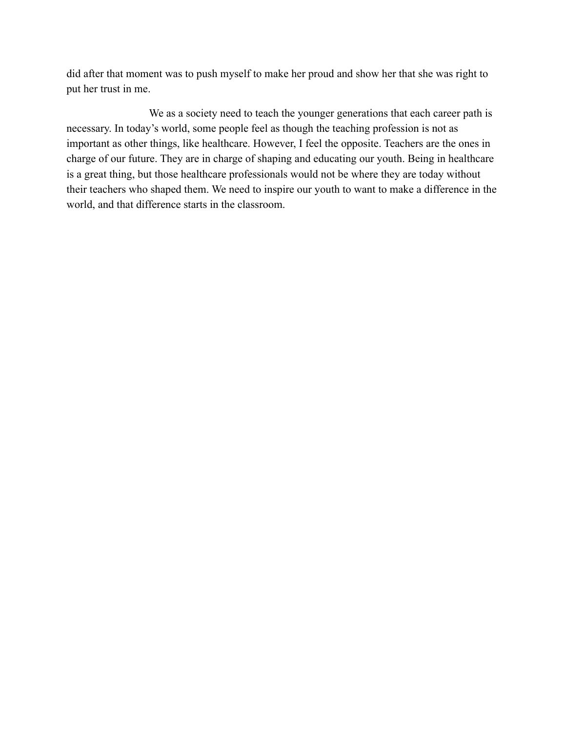did after that moment was to push myself to make her proud and show her that she was right to put her trust in me.

We as a society need to teach the younger generations that each career path is necessary. In today's world, some people feel as though the teaching profession is not as important as other things, like healthcare. However, I feel the opposite. Teachers are the ones in charge of our future. They are in charge of shaping and educating our youth. Being in healthcare is a great thing, but those healthcare professionals would not be where they are today without their teachers who shaped them. We need to inspire our youth to want to make a difference in the world, and that difference starts in the classroom.